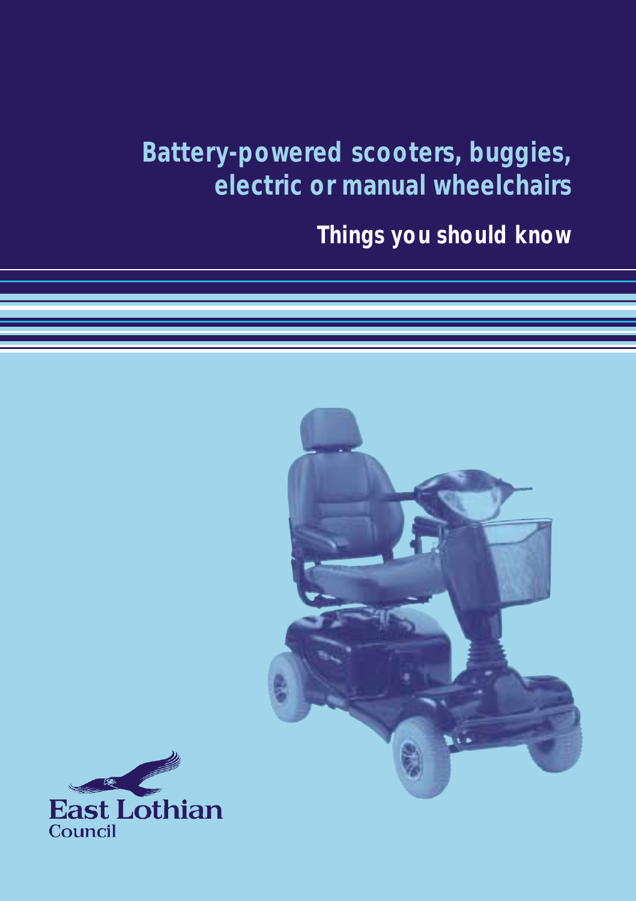# Battery-powered scooters, buggies, electric or manual wheelchairs

## Things you should know

East Lothian Council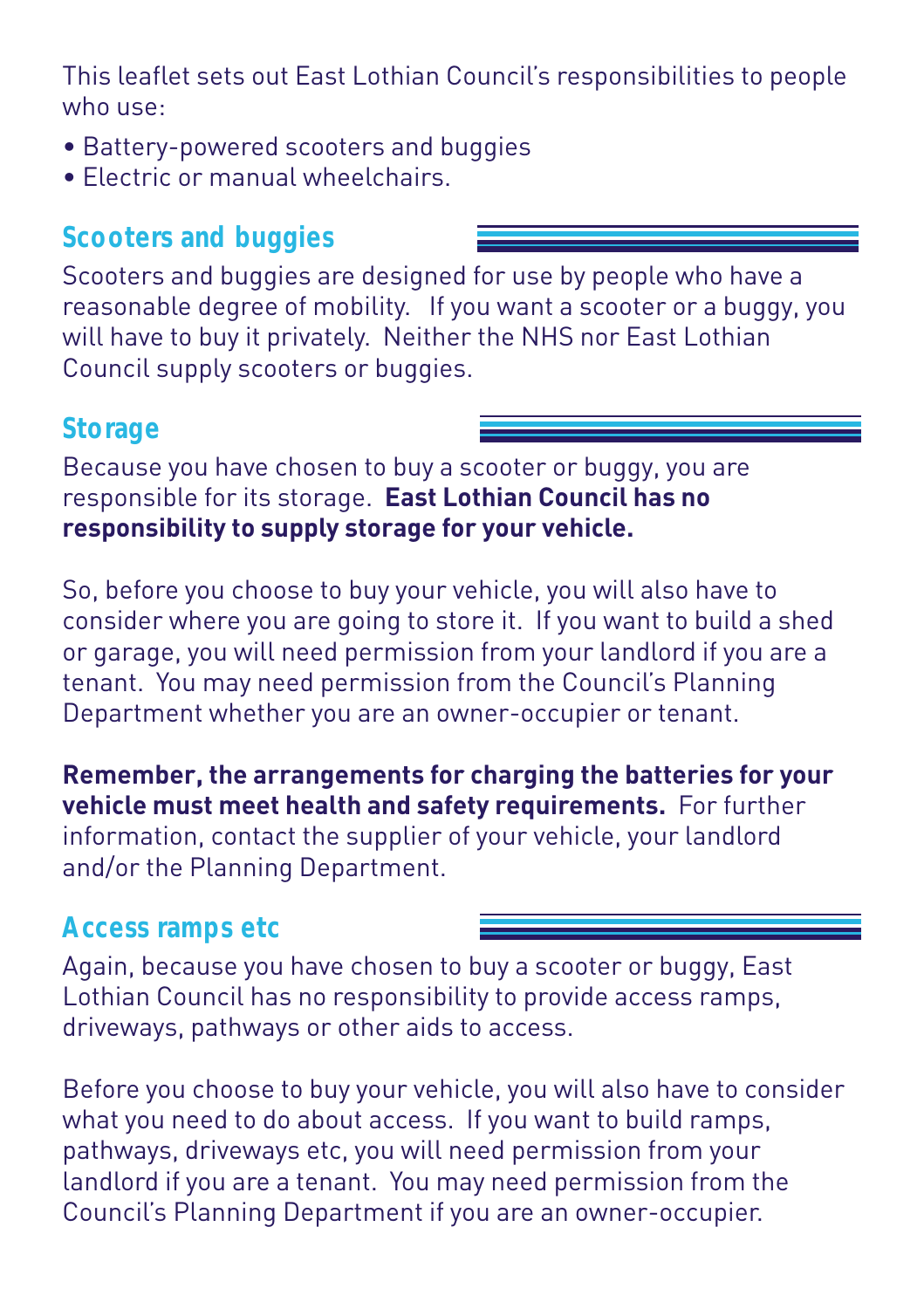This leaflet sets out East Lothian Council's responsibilities to people who use:

- Battery-powered scooters and buggies
- Electric or manual wheelchairs.

## Scooters and buggies

Scooters and buggies are designed for use by people who have a reasonable degree of mobility. If you want a scooter or a buggy, you will have to buy it privately. Neither the NHS nor East Lothian Council supply scooters or buggies.

## Storage

Because you have chosen to buy a scooter or buggy, you are responsible for its storage. **East Lothian Council has no responsibility to supply storage for your vehicle.**

So, before you choose to buy your vehicle, you will also have to consider where you are going to store it. If you want to build a shed or garage, you will need permission from your landlord if you are a tenant. You may need permission from the Council's Planning Department whether you are an owner-occupier or tenant.

**Remember, the arrangements for charging the batteries for your vehicle must meet health and safety requirements.** For further information, contact the supplier of your vehicle, your landlord and/or the Planning Department.

## Access ramps etc

Again, because you have chosen to buy a scooter or buggy, East Lothian Council has no responsibility to provide access ramps, driveways, pathways or other aids to access.

Before you choose to buy your vehicle, you will also have to consider what you need to do about access. If you want to build ramps, pathways, driveways etc, you will need permission from your landlord if you are a tenant. You may need permission from the Council's Planning Department if you are an owner-occupier.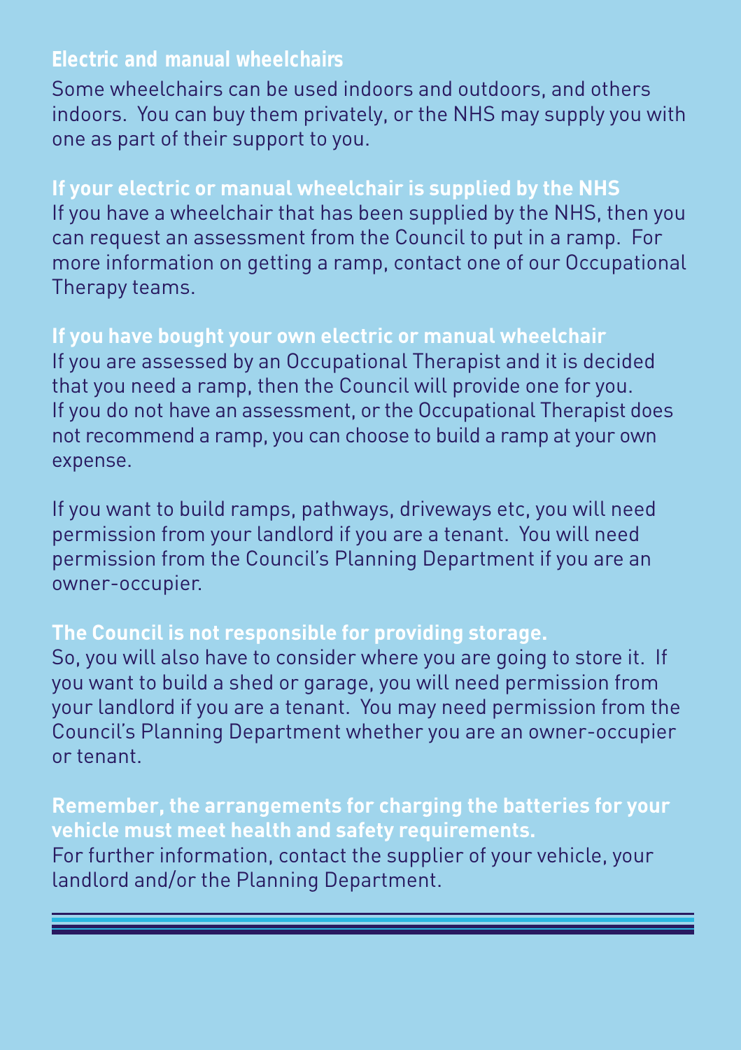## Electric and manual wheelchairs

Some wheelchairs can be used indoors and outdoors, and others indoors. You can buy them privately, or the NHS may supply you with one as part of their support to you.

### If your electric or manual wheelchair is supplied by the NHS

If you have a wheelchair that has been supplied by the NHS, then you can request an assessment from the Council to put in a ramp. For more information on getting a ramp, contact one of our Occupational Therapy teams.

### If you have bought your own electric or manual wheelchair

If you are assessed by an Occupational Therapist and it is decided that you need a ramp, then the Council will provide one for you. If you do not have an assessment, or the Occupational Therapist does not recommend a ramp, you can choose to build a ramp at your own expense.

If you want to build ramps, pathways, driveways etc, you will need permission from your landlord if you are a tenant. You will need permission from the Council's Planning Department if you are an owner-occupier.

### The Council is not responsible for providing storage.

So, you will also have to consider where you are going to store it. If you want to build a shed or garage, you will need permission from your landlord if you are a tenant. You may need permission from the Council's Planning Department whether you are an owner-occupier or tenant.

### Remember, the arrangements for charging the batteries for your vehicle must meet health and safety requirements.

For further information, contact the supplier of your vehicle, your landlord and/or the Planning Department.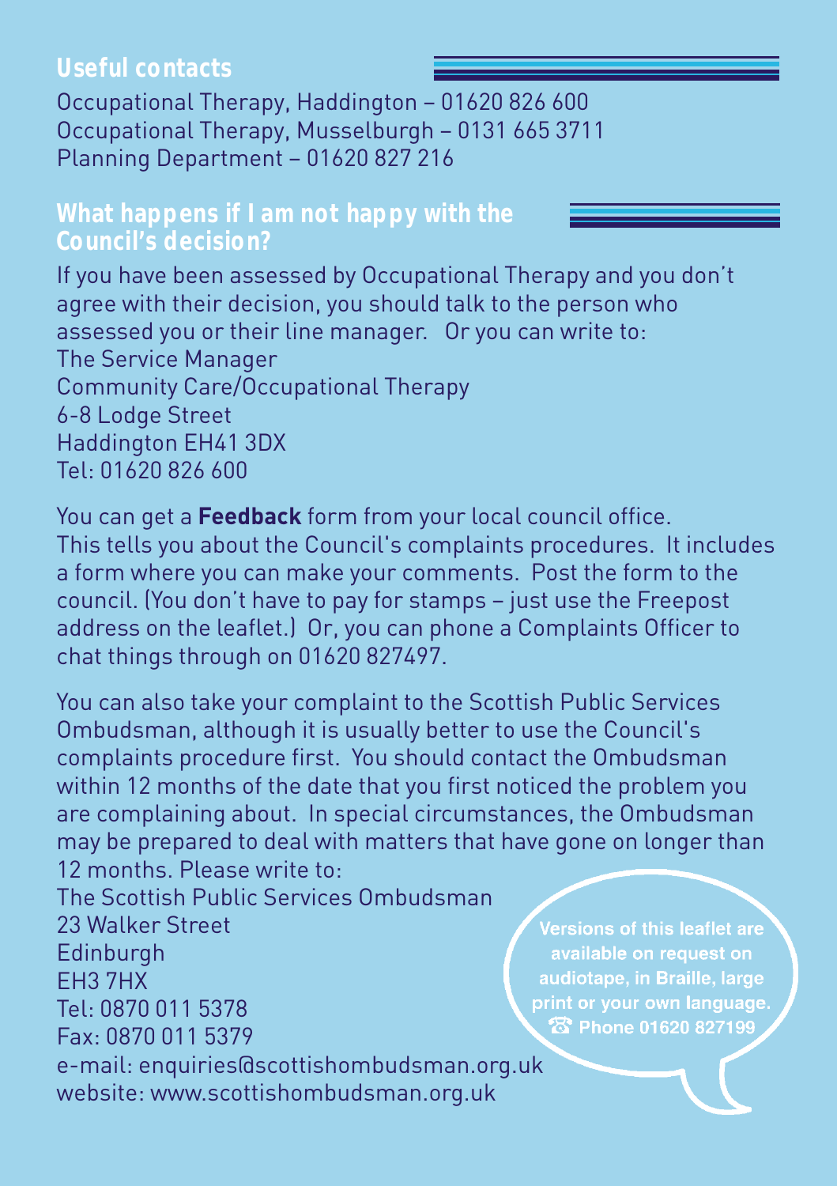## Useful contacts

Occupational Therapy, Haddington – 01620 826 600
Occupational Therapy, Musselburgh – 0131 665 3711
Planning Department – 01620 827 216

## What happens if I am not happy with the Council's decision?

If you have been assessed by Occupational Therapy and you don't agree with their decision, you should talk to the person who assessed you or their line manager. Or you can write to:
The Service Manager
Community Care/Occupational Therapy
6-8 Lodge Street
Haddington EH41 3DX
Tel: 01620 826 600

You can get a **Feedback** form from your local council office. This tells you about the Council's complaints procedures. It includes a form where you can make your comments. Post the form to the council. (You don't have to pay for stamps – just use the Freepost address on the leaflet.) Or, you can phone a Complaints Officer to chat things through on 01620 827497.

You can also take your complaint to the Scottish Public Services Ombudsman, although it is usually better to use the Council's complaints procedure first. You should contact the Ombudsman within 12 months of the date that you first noticed the problem you are complaining about. In special circumstances, the Ombudsman may be prepared to deal with matters that have gone on longer than 12 months. Please write to:
The Scottish Public Services Ombudsman
23 Walker Street
Edinburgh
EH3 7HX
Tel: 0870 011 5378
Fax: 0870 011 5379
e-mail: enquiries@scottishombudsman.org.uk
website: www.scottishombudsman.org.uk

**Versions of this leaflet are available on request on audiotape, in Braille, large print or your own language. ☎ Phone 01620 827199**